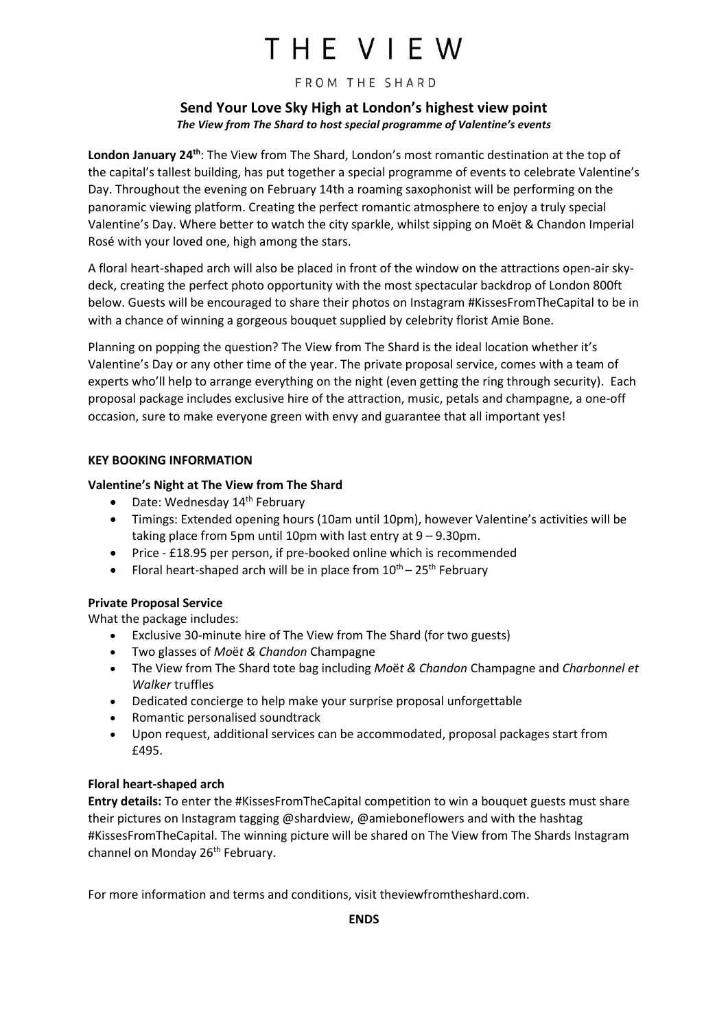# THE VIEW

FROM THE SHARD

## Send Your Love Sky High at London's highest view point

***The View from The Shard to host special programme of Valentine's events***

**London January 24th**: The View from The Shard, London's most romantic destination at the top of the capital's tallest building, has put together a special programme of events to celebrate Valentine's Day. Throughout the evening on February 14th a roaming saxophonist will be performing on the panoramic viewing platform. Creating the perfect romantic atmosphere to enjoy a truly special Valentine's Day. Where better to watch the city sparkle, whilst sipping on Moët & Chandon Imperial Rosé with your loved one, high among the stars.

A floral heart-shaped arch will also be placed in front of the window on the attractions open-air sky-deck, creating the perfect photo opportunity with the most spectacular backdrop of London 800ft below. Guests will be encouraged to share their photos on Instagram #KissesFromTheCapital to be in with a chance of winning a gorgeous bouquet supplied by celebrity florist Amie Bone.

Planning on popping the question? The View from The Shard is the ideal location whether it's Valentine's Day or any other time of the year. The private proposal service, comes with a team of experts who'll help to arrange everything on the night (even getting the ring through security). Each proposal package includes exclusive hire of the attraction, music, petals and champagne, a one-off occasion, sure to make everyone green with envy and guarantee that all important yes!

**KEY BOOKING INFORMATION**

**Valentine's Night at The View from The Shard**

- Date: Wednesday 14th February
- Timings: Extended opening hours (10am until 10pm), however Valentine's activities will be taking place from 5pm until 10pm with last entry at 9 – 9.30pm.
- Price - £18.95 per person, if pre-booked online which is recommended
- Floral heart-shaped arch will be in place from 10th – 25th February

**Private Proposal Service**

What the package includes:

- Exclusive 30-minute hire of The View from The Shard (for two guests)
- Two glasses of *Moët & Chandon* Champagne
- The View from The Shard tote bag including *Moët & Chandon* Champagne and *Charbonnel et Walker* truffles
- Dedicated concierge to help make your surprise proposal unforgettable
- Romantic personalised soundtrack
- Upon request, additional services can be accommodated, proposal packages start from £495.

**Floral heart-shaped arch**

**Entry details:** To enter the #KissesFromTheCapital competition to win a bouquet guests must share their pictures on Instagram tagging @shardview, @amieboneflowers and with the hashtag #KissesFromTheCapital. The winning picture will be shared on The View from The Shards Instagram channel on Monday 26th February.

For more information and terms and conditions, visit theviewfromtheshard.com.

**ENDS**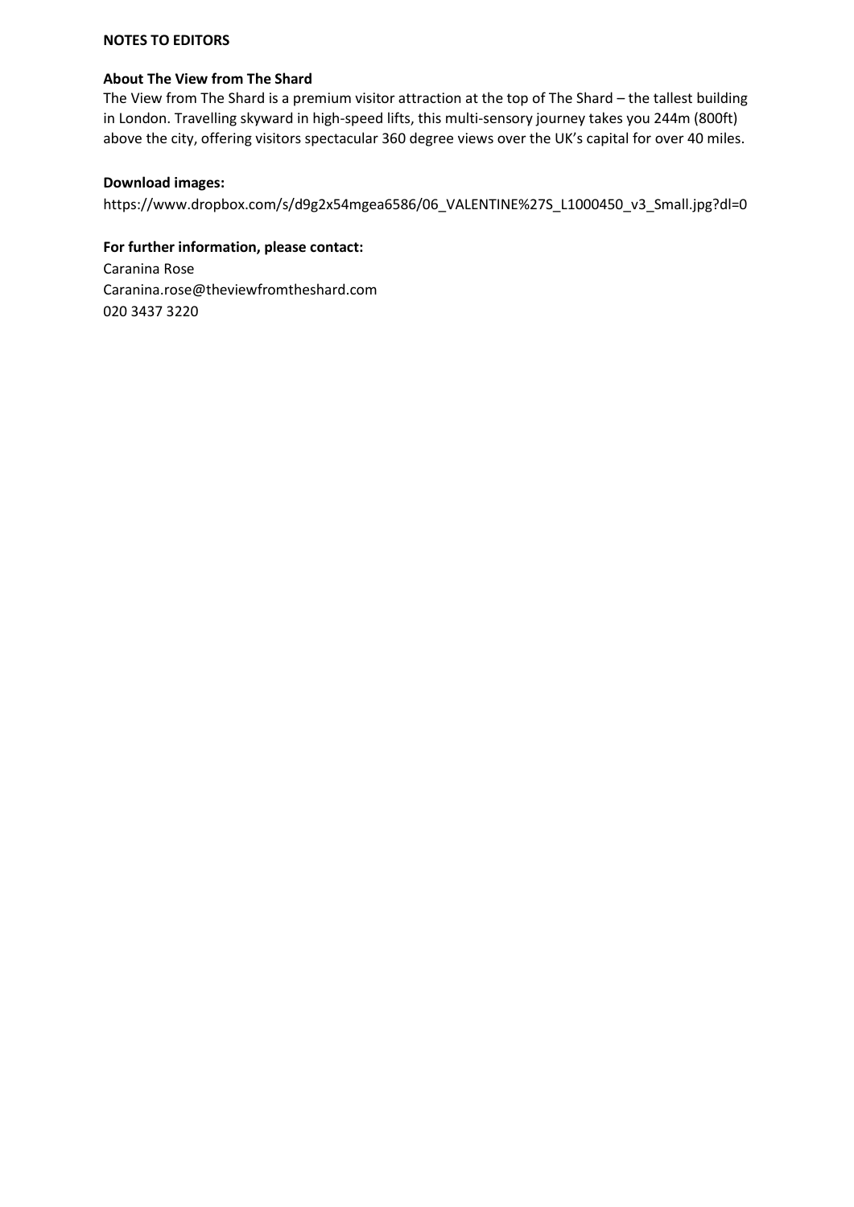**NOTES TO EDITORS**

**About The View from The Shard**

The View from The Shard is a premium visitor attraction at the top of The Shard – the tallest building in London. Travelling skyward in high-speed lifts, this multi-sensory journey takes you 244m (800ft) above the city, offering visitors spectacular 360 degree views over the UK's capital for over 40 miles.

**Download images:**

https://www.dropbox.com/s/d9g2x54mgea6586/06_VALENTINE%27S_L1000450_v3_Small.jpg?dl=0

**For further information, please contact:**

Caranina Rose
Caranina.rose@theviewfromtheshard.com
020 3437 3220